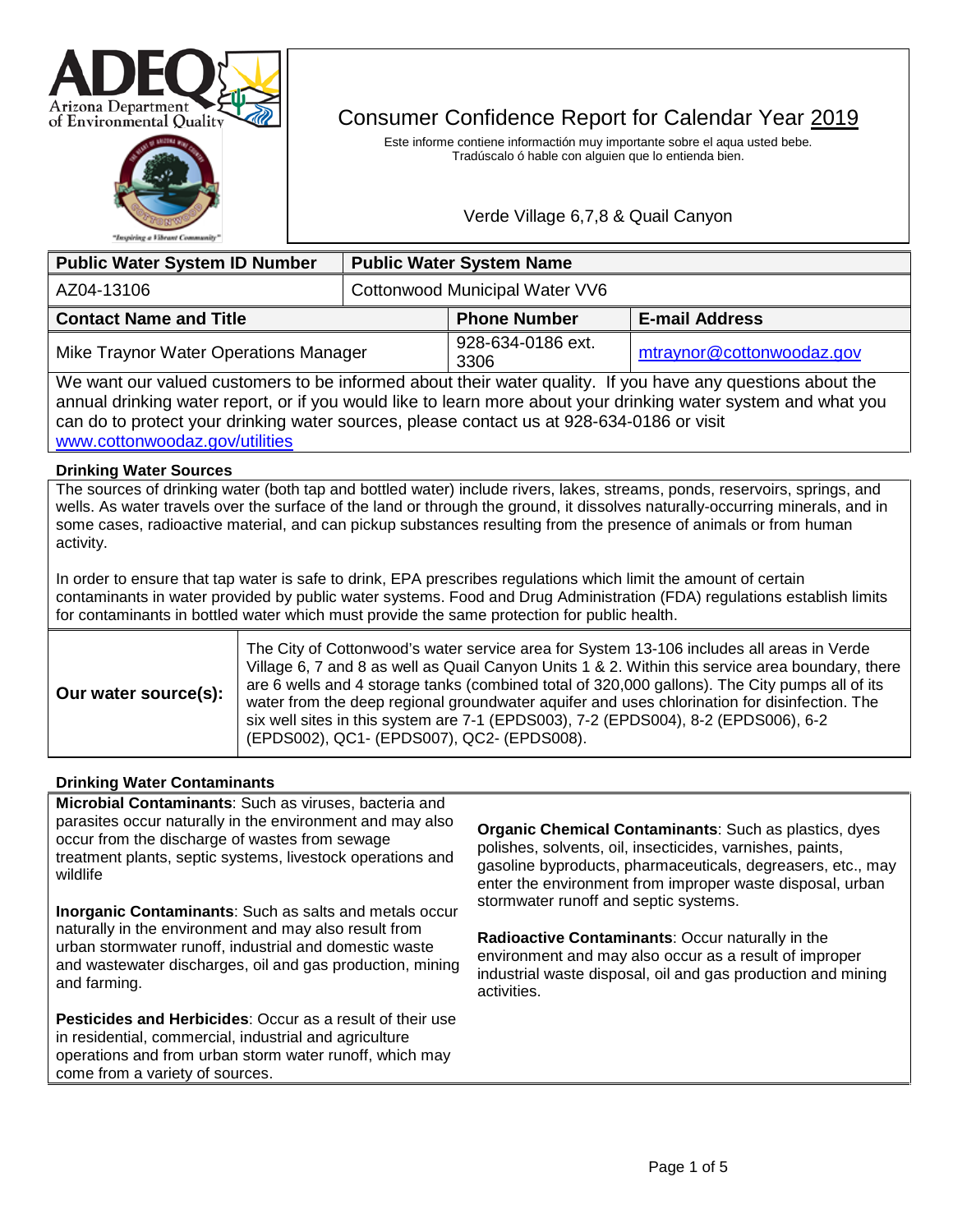# Consumer Confidence Report for Calendar Year 2019

Este informe contiene informactión muy importante sobre el aqua usted bebe.
Tradúscalo ó hable con alguien que lo entienda bien.

Verde Village 6,7,8 & Quail Canyon

| Public Water System ID Number | Public Water System Name |
|---|---|
| AZ04-13106 | Cottonwood Municipal Water VV6 |

| Contact Name and Title | Phone Number | E-mail Address |
|---|---|---|
| Mike Traynor Water Operations Manager | 928-634-0186 ext. 3306 | mtraynor@cottonwoodaz.gov |

We want our valued customers to be informed about their water quality. If you have any questions about the annual drinking water report, or if you would like to learn more about your drinking water system and what you can do to protect your drinking water sources, please contact us at 928-634-0186 or visit www.cottonwoodaz.gov/utilities

## Drinking Water Sources

The sources of drinking water (both tap and bottled water) include rivers, lakes, streams, ponds, reservoirs, springs, and wells. As water travels over the surface of the land or through the ground, it dissolves naturally-occurring minerals, and in some cases, radioactive material, and can pickup substances resulting from the presence of animals or from human activity.

In order to ensure that tap water is safe to drink, EPA prescribes regulations which limit the amount of certain contaminants in water provided by public water systems. Food and Drug Administration (FDA) regulations establish limits for contaminants in bottled water which must provide the same protection for public health.

| | |
|---|---|
| **Our water source(s):** | The City of Cottonwood's water service area for System 13-106 includes all areas in Verde Village 6, 7 and 8 as well as Quail Canyon Units 1 & 2. Within this service area boundary, there are 6 wells and 4 storage tanks (combined total of 320,000 gallons). The City pumps all of its water from the deep regional groundwater aquifer and uses chlorination for disinfection. The six well sites in this system are 7-1 (EPDS003), 7-2 (EPDS004), 8-2 (EPDS006), 6-2 (EPDS002), QC1- (EPDS007), QC2- (EPDS008). |

## Drinking Water Contaminants

**Microbial Contaminants**: Such as viruses, bacteria and parasites occur naturally in the environment and may also occur from the discharge of wastes from sewage treatment plants, septic systems, livestock operations and wildlife

**Inorganic Contaminants**: Such as salts and metals occur naturally in the environment and may also result from urban stormwater runoff, industrial and domestic waste and wastewater discharges, oil and gas production, mining and farming.

**Pesticides and Herbicides**: Occur as a result of their use in residential, commercial, industrial and agriculture operations and from urban storm water runoff, which may come from a variety of sources.

**Organic Chemical Contaminants**: Such as plastics, dyes polishes, solvents, oil, insecticides, varnishes, paints, gasoline byproducts, pharmaceuticals, degreasers, etc., may enter the environment from improper waste disposal, urban stormwater runoff and septic systems.

**Radioactive Contaminants**: Occur naturally in the environment and may also occur as a result of improper industrial waste disposal, oil and gas production and mining activities.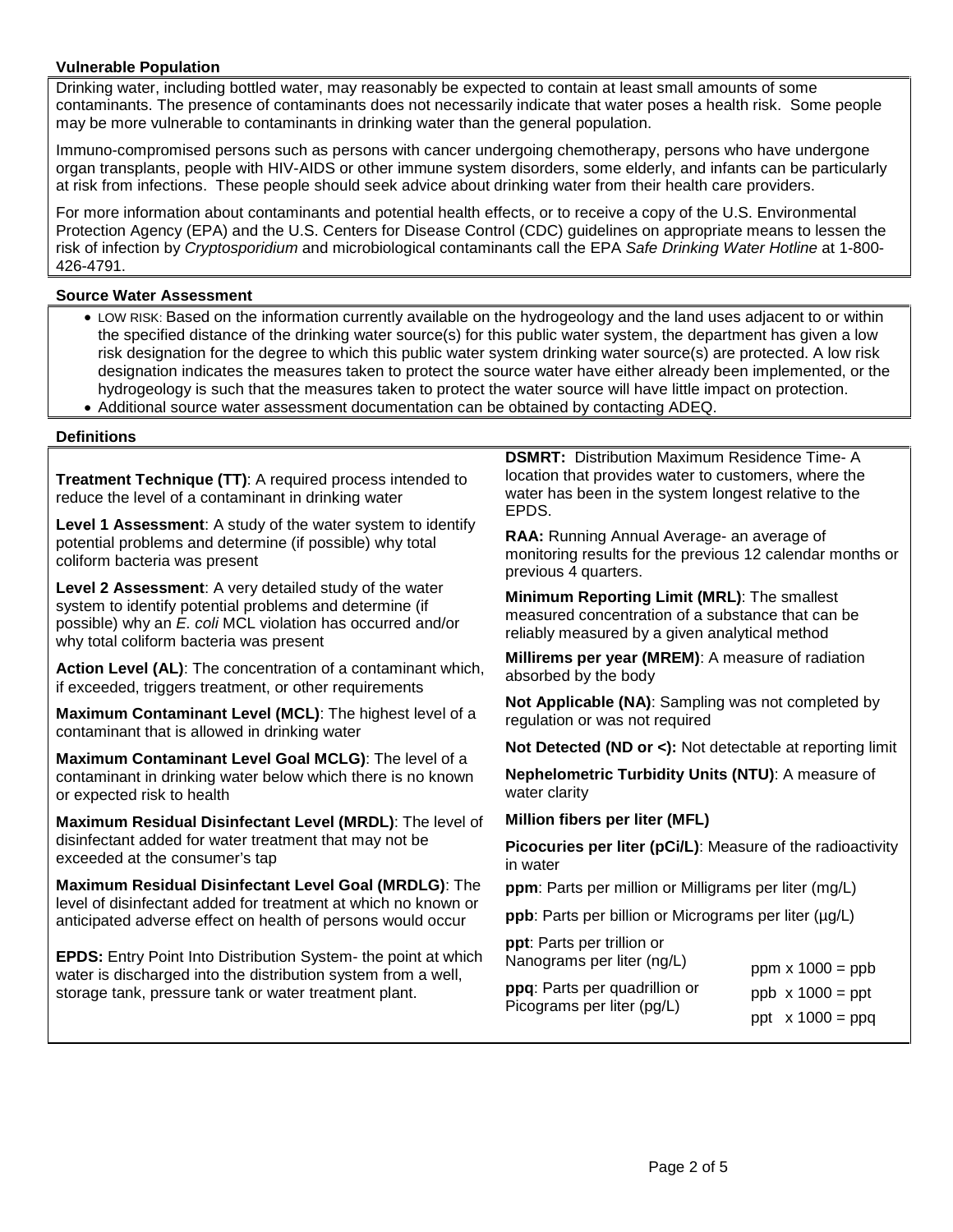## Vulnerable Population

Drinking water, including bottled water, may reasonably be expected to contain at least small amounts of some contaminants. The presence of contaminants does not necessarily indicate that water poses a health risk. Some people may be more vulnerable to contaminants in drinking water than the general population.

Immuno-compromised persons such as persons with cancer undergoing chemotherapy, persons who have undergone organ transplants, people with HIV-AIDS or other immune system disorders, some elderly, and infants can be particularly at risk from infections. These people should seek advice about drinking water from their health care providers.

For more information about contaminants and potential health effects, or to receive a copy of the U.S. Environmental Protection Agency (EPA) and the U.S. Centers for Disease Control (CDC) guidelines on appropriate means to lessen the risk of infection by *Cryptosporidium* and microbiological contaminants call the EPA *Safe Drinking Water Hotline* at 1-800-426-4791.

## Source Water Assessment

- LOW RISK: Based on the information currently available on the hydrogeology and the land uses adjacent to or within the specified distance of the drinking water source(s) for this public water system, the department has given a low risk designation for the degree to which this public water system drinking water source(s) are protected. A low risk designation indicates the measures taken to protect the source water have either already been implemented, or the hydrogeology is such that the measures taken to protect the water source will have little impact on protection.
- Additional source water assessment documentation can be obtained by contacting ADEQ.

## Definitions

**Treatment Technique (TT)**: A required process intended to reduce the level of a contaminant in drinking water

**Level 1 Assessment**: A study of the water system to identify potential problems and determine (if possible) why total coliform bacteria was present

**Level 2 Assessment**: A very detailed study of the water system to identify potential problems and determine (if possible) why an *E. coli* MCL violation has occurred and/or why total coliform bacteria was present

**Action Level (AL)**: The concentration of a contaminant which, if exceeded, triggers treatment, or other requirements

**Maximum Contaminant Level (MCL)**: The highest level of a contaminant that is allowed in drinking water

**Maximum Contaminant Level Goal MCLG)**: The level of a contaminant in drinking water below which there is no known or expected risk to health

**Maximum Residual Disinfectant Level (MRDL)**: The level of disinfectant added for water treatment that may not be exceeded at the consumer's tap

**Maximum Residual Disinfectant Level Goal (MRDLG)**: The level of disinfectant added for treatment at which no known or anticipated adverse effect on health of persons would occur

**EPDS:** Entry Point Into Distribution System- the point at which water is discharged into the distribution system from a well, storage tank, pressure tank or water treatment plant.

**DSMRT:** Distribution Maximum Residence Time- A location that provides water to customers, where the water has been in the system longest relative to the EPDS.

**RAA:** Running Annual Average- an average of monitoring results for the previous 12 calendar months or previous 4 quarters.

**Minimum Reporting Limit (MRL)**: The smallest measured concentration of a substance that can be reliably measured by a given analytical method

**Millirems per year (MREM)**: A measure of radiation absorbed by the body

**Not Applicable (NA)**: Sampling was not completed by regulation or was not required

**Not Detected (ND or <):** Not detectable at reporting limit

**Nephelometric Turbidity Units (NTU)**: A measure of water clarity

**Million fibers per liter (MFL)**

**Picocuries per liter (pCi/L)**: Measure of the radioactivity in water

**ppm**: Parts per million or Milligrams per liter (mg/L)

**ppb**: Parts per billion or Micrograms per liter (µg/L)

**ppt**: Parts per trillion or Nanograms per liter (ng/L)

**ppq**: Parts per quadrillion or Picograms per liter (pg/L)

ppm x 1000 = ppb

ppb x 1000 = ppt

ppt x 1000 = ppq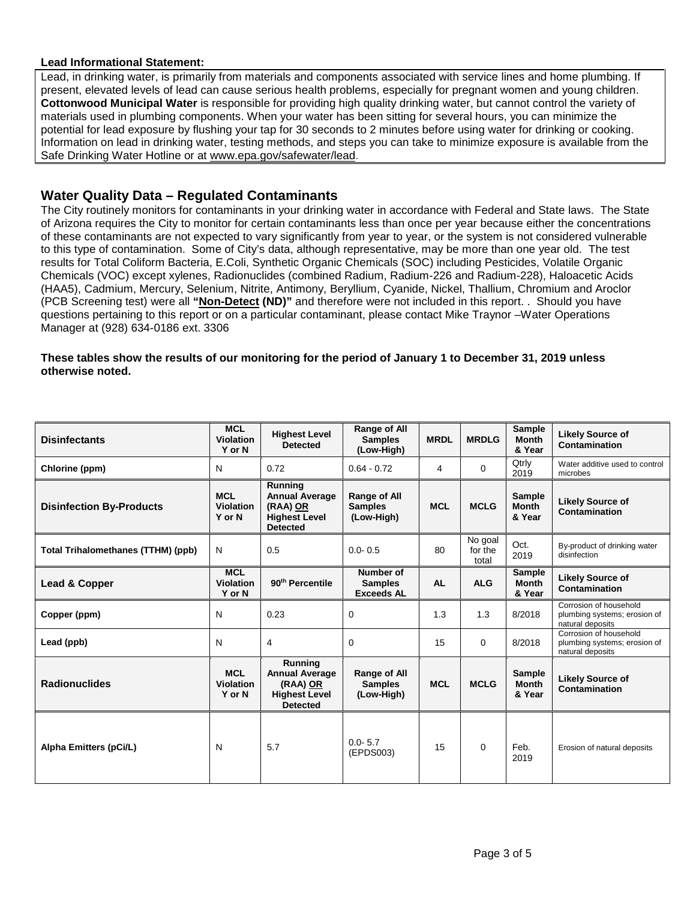**Lead Informational Statement:**

Lead, in drinking water, is primarily from materials and components associated with service lines and home plumbing. If present, elevated levels of lead can cause serious health problems, especially for pregnant women and young children. **Cottonwood Municipal Water** is responsible for providing high quality drinking water, but cannot control the variety of materials used in plumbing components. When your water has been sitting for several hours, you can minimize the potential for lead exposure by flushing your tap for 30 seconds to 2 minutes before using water for drinking or cooking. Information on lead in drinking water, testing methods, and steps you can take to minimize exposure is available from the Safe Drinking Water Hotline or at www.epa.gov/safewater/lead.

## Water Quality Data – Regulated Contaminants

The City routinely monitors for contaminants in your drinking water in accordance with Federal and State laws. The State of Arizona requires the City to monitor for certain contaminants less than once per year because either the concentrations of these contaminants are not expected to vary significantly from year to year, or the system is not considered vulnerable to this type of contamination. Some of City's data, although representative, may be more than one year old. The test results for Total Coliform Bacteria, E.Coli, Synthetic Organic Chemicals (SOC) including Pesticides, Volatile Organic Chemicals (VOC) except xylenes, Radionuclides (combined Radium, Radium-226 and Radium-228), Haloacetic Acids (HAA5), Cadmium, Mercury, Selenium, Nitrite, Antimony, Beryllium, Cyanide, Nickel, Thallium, Chromium and Aroclor (PCB Screening test) were all **"Non-Detect (ND)"** and therefore were not included in this report. . Should you have questions pertaining to this report or on a particular contaminant, please contact Mike Traynor –Water Operations Manager at (928) 634-0186 ext. 3306

**These tables show the results of our monitoring for the period of January 1 to December 31, 2019 unless otherwise noted.**

| Disinfectants | MCL Violation Y or N | Highest Level Detected | Range of All Samples (Low-High) | MRDL | MRDLG | Sample Month & Year | Likely Source of Contamination |
|---|---|---|---|---|---|---|---|
| Chlorine (ppm) | N | 0.72 | 0.64 - 0.72 | 4 | 0 | Qtrly 2019 | Water additive used to control microbes |
| **Disinfection By-Products** | **MCL Violation Y or N** | **Running Annual Average (RAA) OR Highest Level Detected** | **Range of All Samples (Low-High)** | **MCL** | **MCLG** | **Sample Month & Year** | **Likely Source of Contamination** |
| Total Trihalomethanes (TTHM) (ppb) | N | 0.5 | 0.0- 0.5 | 80 | No goal for the total | Oct. 2019 | By-product of drinking water disinfection |
| **Lead & Copper** | **MCL Violation Y or N** | **90th Percentile** | **Number of Samples Exceeds AL** | **AL** | **ALG** | **Sample Month & Year** | **Likely Source of Contamination** |
| Copper (ppm) | N | 0.23 | 0 | 1.3 | 1.3 | 8/2018 | Corrosion of household plumbing systems; erosion of natural deposits |
| Lead (ppb) | N | 4 | 0 | 15 | 0 | 8/2018 | Corrosion of household plumbing systems; erosion of natural deposits |
| **Radionuclides** | **MCL Violation Y or N** | **Running Annual Average (RAA) OR Highest Level Detected** | **Range of All Samples (Low-High)** | **MCL** | **MCLG** | **Sample Month & Year** | **Likely Source of Contamination** |
| Alpha Emitters (pCi/L) | N | 5.7 | 0.0- 5.7 (EPDS003) | 15 | 0 | Feb. 2019 | Erosion of natural deposits |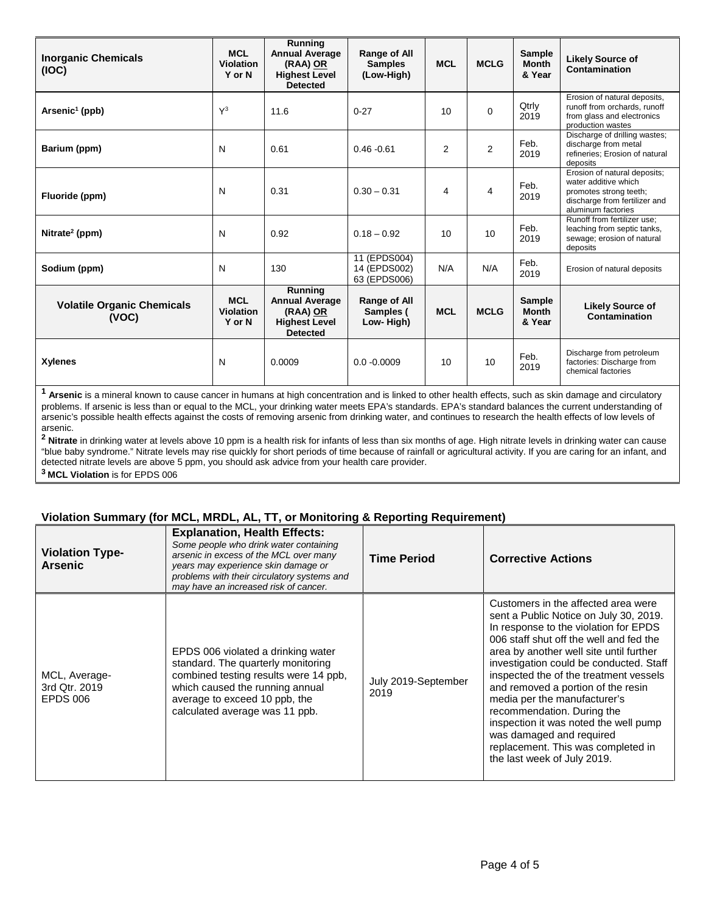| Inorganic Chemicals (IOC) | MCL Violation Y or N | Running Annual Average (RAA) OR Highest Level Detected | Range of All Samples (Low-High) | MCL | MCLG | Sample Month & Year | Likely Source of Contamination |
|---|---|---|---|---|---|---|---|
| Arsenic[1] (ppb) | Y[3] | 11.6 | 0-27 | 10 | 0 | Qtrly 2019 | Erosion of natural deposits, runoff from orchards, runoff from glass and electronics production wastes |
| Barium (ppm) | N | 0.61 | 0.46 -0.61 | 2 | 2 | Feb. 2019 | Discharge of drilling wastes; discharge from metal refineries; Erosion of natural deposits |
| Fluoride (ppm) | N | 0.31 | 0.30 – 0.31 | 4 | 4 | Feb. 2019 | Erosion of natural deposits; water additive which promotes strong teeth; discharge from fertilizer and aluminum factories |
| Nitrate[2] (ppm) | N | 0.92 | 0.18 – 0.92 | 10 | 10 | Feb. 2019 | Runoff from fertilizer use; leaching from septic tanks, sewage; erosion of natural deposits |
| Sodium (ppm) | N | 130 | 11 (EPDS004) 14 (EPDS002) 63 (EPDS006) | N/A | N/A | Feb. 2019 | Erosion of natural deposits |
| **Volatile Organic Chemicals (VOC)** | **MCL Violation Y or N** | **Running Annual Average (RAA) OR Highest Level Detected** | **Range of All Samples ( Low- High)** | **MCL** | **MCLG** | **Sample Month & Year** | **Likely Source of Contamination** |
| Xylenes | N | 0.0009 | 0.0 -0.0009 | 10 | 10 | Feb. 2019 | Discharge from petroleum factories: Discharge from chemical factories |

[1] **Arsenic** is a mineral known to cause cancer in humans at high concentration and is linked to other health effects, such as skin damage and circulatory problems. If arsenic is less than or equal to the MCL, your drinking water meets EPA's standards. EPA's standard balances the current understanding of arsenic's possible health effects against the costs of removing arsenic from drinking water, and continues to research the health effects of low levels of arsenic.

[2] **Nitrate** in drinking water at levels above 10 ppm is a health risk for infants of less than six months of age. High nitrate levels in drinking water can cause "blue baby syndrome." Nitrate levels may rise quickly for short periods of time because of rainfall or agricultural activity. If you are caring for an infant, and detected nitrate levels are above 5 ppm, you should ask advice from your health care provider.

[3] **MCL Violation** is for EPDS 006

## Violation Summary (for MCL, MRDL, AL, TT, or Monitoring & Reporting Requirement)

| Violation Type-Arsenic | **Explanation, Health Effects:** *Some people who drink water containing arsenic in excess of the MCL over many years may experience skin damage or problems with their circulatory systems and may have an increased risk of cancer.* | Time Period | Corrective Actions |
|---|---|---|---|
| MCL, Average-3rd Qtr. 2019 EPDS 006 | EPDS 006 violated a drinking water standard. The quarterly monitoring combined testing results were 14 ppb, which caused the running annual average to exceed 10 ppb, the calculated average was 11 ppb. | July 2019-September 2019 | Customers in the affected area were sent a Public Notice on July 30, 2019. In response to the violation for EPDS 006 staff shut off the well and fed the area by another well site until further investigation could be conducted. Staff inspected the of the treatment vessels and removed a portion of the resin media per the manufacturer's recommendation. During the inspection it was noted the well pump was damaged and required replacement. This was completed in the last week of July 2019. |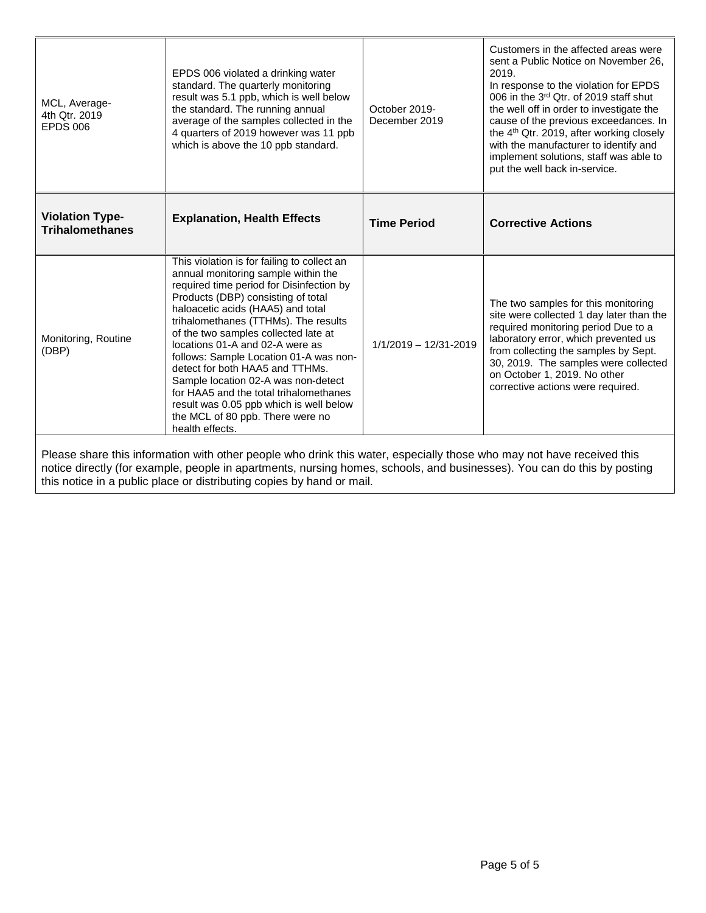| | | | |
|---|---|---|---|
| MCL, Average- 4th Qtr. 2019 EPDS 006 | EPDS 006 violated a drinking water standard. The quarterly monitoring result was 5.1 ppb, which is well below the standard. The running annual average of the samples collected in the 4 quarters of 2019 however was 11 ppb which is above the 10 ppb standard. | October 2019- December 2019 | Customers in the affected areas were sent a Public Notice on November 26, 2019.<br>In response to the violation for EPDS 006 in the 3rd Qtr. of 2019 staff shut the well off in order to investigate the cause of the previous exceedances. In the 4th Qtr. 2019, after working closely with the manufacturer to identify and implement solutions, staff was able to put the well back in-service. |
| **Violation Type- Trihalomethanes** | **Explanation, Health Effects** | **Time Period** | **Corrective Actions** |
| Monitoring, Routine (DBP) | This violation is for failing to collect an annual monitoring sample within the required time period for Disinfection by Products (DBP) consisting of total haloacetic acids (HAA5) and total trihalomethanes (TTHMs). The results of the two samples collected late at locations 01-A and 02-A were as follows: Sample Location 01-A was non-detect for both HAA5 and TTHMs. Sample location 02-A was non-detect for HAA5 and the total trihalomethanes result was 0.05 ppb which is well below the MCL of 80 ppb. There were no health effects. | 1/1/2019 – 12/31-2019 | The two samples for this monitoring site were collected 1 day later than the required monitoring period Due to a laboratory error, which prevented us from collecting the samples by Sept. 30, 2019. The samples were collected on October 1, 2019. No other corrective actions were required. |

Please share this information with other people who drink this water, especially those who may not have received this notice directly (for example, people in apartments, nursing homes, schools, and businesses). You can do this by posting this notice in a public place or distributing copies by hand or mail.